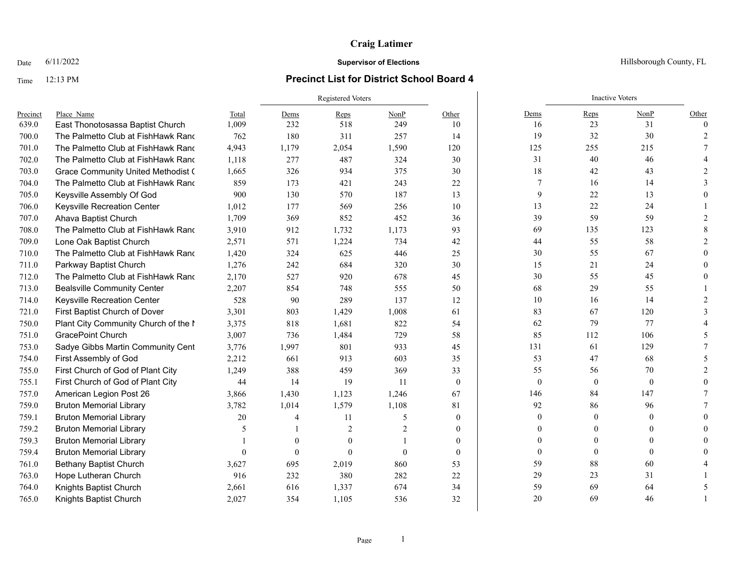# Craig Latimer

Date 6/11/2022 **Supervisor of Elections** Hillsborough County, FL

Time 12:13 PM **Precinct List for District School Board 4**

| Precinct | Place_Name | Total | Registered Voters | | | | Inactive Voters | | | |
|---|---|---|---|---|---|---|---|---|---|---|
| | | | Dems | Reps | NonP | Other | Dems | Reps | NonP | Other |
| 639.0 | East Thonotosassa Baptist Church | 1,009 | 232 | 518 | 249 | 10 | 16 | 23 | 31 | 0 |
| 700.0 | The Palmetto Club at FishHawk Ranc | 762 | 180 | 311 | 257 | 14 | 19 | 32 | 30 | 2 |
| 701.0 | The Palmetto Club at FishHawk Ranc | 4,943 | 1,179 | 2,054 | 1,590 | 120 | 125 | 255 | 215 | 7 |
| 702.0 | The Palmetto Club at FishHawk Ranc | 1,118 | 277 | 487 | 324 | 30 | 31 | 40 | 46 | 4 |
| 703.0 | Grace Community United Methodist C | 1,665 | 326 | 934 | 375 | 30 | 18 | 42 | 43 | 2 |
| 704.0 | The Palmetto Club at FishHawk Ranc | 859 | 173 | 421 | 243 | 22 | 7 | 16 | 14 | 3 |
| 705.0 | Keysville Assembly Of God | 900 | 130 | 570 | 187 | 13 | 9 | 22 | 13 | 0 |
| 706.0 | Keysville Recreation Center | 1,012 | 177 | 569 | 256 | 10 | 13 | 22 | 24 | 1 |
| 707.0 | Ahava Baptist Church | 1,709 | 369 | 852 | 452 | 36 | 39 | 59 | 59 | 2 |
| 708.0 | The Palmetto Club at FishHawk Ranc | 3,910 | 912 | 1,732 | 1,173 | 93 | 69 | 135 | 123 | 8 |
| 709.0 | Lone Oak Baptist Church | 2,571 | 571 | 1,224 | 734 | 42 | 44 | 55 | 58 | 2 |
| 710.0 | The Palmetto Club at FishHawk Ranc | 1,420 | 324 | 625 | 446 | 25 | 30 | 55 | 67 | 0 |
| 711.0 | Parkway Baptist Church | 1,276 | 242 | 684 | 320 | 30 | 15 | 21 | 24 | 0 |
| 712.0 | The Palmetto Club at FishHawk Ranc | 2,170 | 527 | 920 | 678 | 45 | 30 | 55 | 45 | 0 |
| 713.0 | Bealsville Community Center | 2,207 | 854 | 748 | 555 | 50 | 68 | 29 | 55 | 1 |
| 714.0 | Keysville Recreation Center | 528 | 90 | 289 | 137 | 12 | 10 | 16 | 14 | 2 |
| 721.0 | First Baptist Church of Dover | 3,301 | 803 | 1,429 | 1,008 | 61 | 83 | 67 | 120 | 3 |
| 750.0 | Plant City Community Church of the N | 3,375 | 818 | 1,681 | 822 | 54 | 62 | 79 | 77 | 4 |
| 751.0 | GracePoint Church | 3,007 | 736 | 1,484 | 729 | 58 | 85 | 112 | 106 | 5 |
| 753.0 | Sadye Gibbs Martin Community Cent | 3,776 | 1,997 | 801 | 933 | 45 | 131 | 61 | 129 | 7 |
| 754.0 | First Assembly of God | 2,212 | 661 | 913 | 603 | 35 | 53 | 47 | 68 | 5 |
| 755.0 | First Church of God of Plant City | 1,249 | 388 | 459 | 369 | 33 | 55 | 56 | 70 | 2 |
| 755.1 | First Church of God of Plant City | 44 | 14 | 19 | 11 | 0 | 0 | 0 | 0 | 0 |
| 757.0 | American Legion Post 26 | 3,866 | 1,430 | 1,123 | 1,246 | 67 | 146 | 84 | 147 | 7 |
| 759.0 | Bruton Memorial Library | 3,782 | 1,014 | 1,579 | 1,108 | 81 | 92 | 86 | 96 | 7 |
| 759.1 | Bruton Memorial Library | 20 | 4 | 11 | 5 | 0 | 0 | 0 | 0 | 0 |
| 759.2 | Bruton Memorial Library | 5 | 1 | 2 | 2 | 0 | 0 | 0 | 0 | 0 |
| 759.3 | Bruton Memorial Library | 1 | 0 | 0 | 1 | 0 | 0 | 0 | 0 | 0 |
| 759.4 | Bruton Memorial Library | 0 | 0 | 0 | 0 | 0 | 0 | 0 | 0 | 0 |
| 761.0 | Bethany Baptist Church | 3,627 | 695 | 2,019 | 860 | 53 | 59 | 88 | 60 | 4 |
| 763.0 | Hope Lutheran Church | 916 | 232 | 380 | 282 | 22 | 29 | 23 | 31 | 1 |
| 764.0 | Knights Baptist Church | 2,661 | 616 | 1,337 | 674 | 34 | 59 | 69 | 64 | 5 |
| 765.0 | Knights Baptist Church | 2,027 | 354 | 1,105 | 536 | 32 | 20 | 69 | 46 | 1 |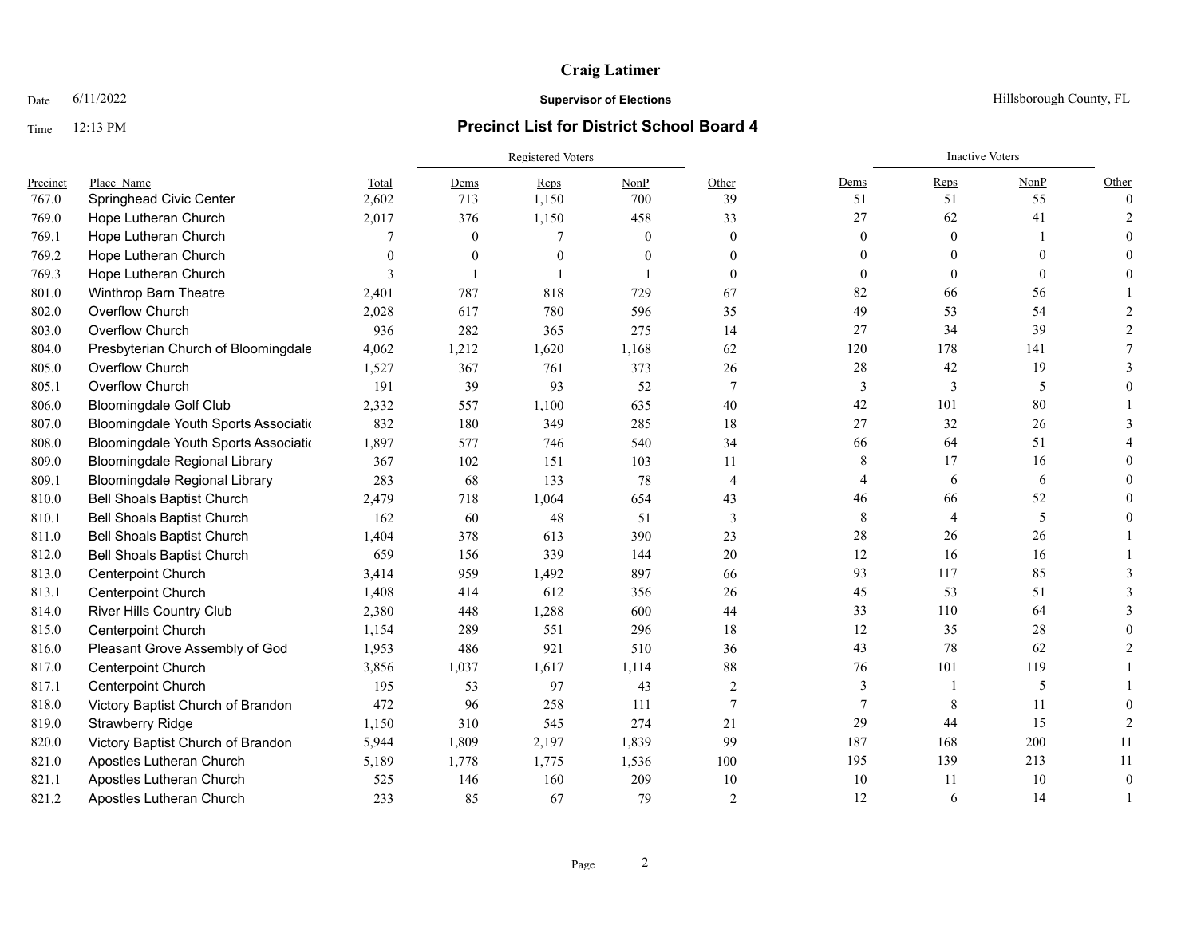**Craig Latimer**

Date 6/11/2022 **Supervisor of Elections** Hillsborough County, FL

Time 12:13 PM **Precinct List for District School Board 4**

| | | | Registered Voters | | | | Inactive Voters | | | |
|---|---|---|---|---|---|---|---|---|---|---|
| Precinct | Place_Name | Total | Dems | Reps | NonP | Other | Dems | Reps | NonP | Other |
| 767.0 | Springhead Civic Center | 2,602 | 713 | 1,150 | 700 | 39 | 51 | 51 | 55 | 0 |
| 769.0 | Hope Lutheran Church | 2,017 | 376 | 1,150 | 458 | 33 | 27 | 62 | 41 | 2 |
| 769.1 | Hope Lutheran Church | 7 | 0 | 7 | 0 | 0 | 0 | 0 | 1 | 0 |
| 769.2 | Hope Lutheran Church | 0 | 0 | 0 | 0 | 0 | 0 | 0 | 0 | 0 |
| 769.3 | Hope Lutheran Church | 3 | 1 | 1 | 1 | 0 | 0 | 0 | 0 | 0 |
| 801.0 | Winthrop Barn Theatre | 2,401 | 787 | 818 | 729 | 67 | 82 | 66 | 56 | 1 |
| 802.0 | Overflow Church | 2,028 | 617 | 780 | 596 | 35 | 49 | 53 | 54 | 2 |
| 803.0 | Overflow Church | 936 | 282 | 365 | 275 | 14 | 27 | 34 | 39 | 2 |
| 804.0 | Presbyterian Church of Bloomingdale | 4,062 | 1,212 | 1,620 | 1,168 | 62 | 120 | 178 | 141 | 7 |
| 805.0 | Overflow Church | 1,527 | 367 | 761 | 373 | 26 | 28 | 42 | 19 | 3 |
| 805.1 | Overflow Church | 191 | 39 | 93 | 52 | 7 | 3 | 3 | 5 | 0 |
| 806.0 | Bloomingdale Golf Club | 2,332 | 557 | 1,100 | 635 | 40 | 42 | 101 | 80 | 1 |
| 807.0 | Bloomingdale Youth Sports Associatio | 832 | 180 | 349 | 285 | 18 | 27 | 32 | 26 | 3 |
| 808.0 | Bloomingdale Youth Sports Associatio | 1,897 | 577 | 746 | 540 | 34 | 66 | 64 | 51 | 4 |
| 809.0 | Bloomingdale Regional Library | 367 | 102 | 151 | 103 | 11 | 8 | 17 | 16 | 0 |
| 809.1 | Bloomingdale Regional Library | 283 | 68 | 133 | 78 | 4 | 4 | 6 | 6 | 0 |
| 810.0 | Bell Shoals Baptist Church | 2,479 | 718 | 1,064 | 654 | 43 | 46 | 66 | 52 | 0 |
| 810.1 | Bell Shoals Baptist Church | 162 | 60 | 48 | 51 | 3 | 8 | 4 | 5 | 0 |
| 811.0 | Bell Shoals Baptist Church | 1,404 | 378 | 613 | 390 | 23 | 28 | 26 | 26 | 1 |
| 812.0 | Bell Shoals Baptist Church | 659 | 156 | 339 | 144 | 20 | 12 | 16 | 16 | 1 |
| 813.0 | Centerpoint Church | 3,414 | 959 | 1,492 | 897 | 66 | 93 | 117 | 85 | 3 |
| 813.1 | Centerpoint Church | 1,408 | 414 | 612 | 356 | 26 | 45 | 53 | 51 | 3 |
| 814.0 | River Hills Country Club | 2,380 | 448 | 1,288 | 600 | 44 | 33 | 110 | 64 | 3 |
| 815.0 | Centerpoint Church | 1,154 | 289 | 551 | 296 | 18 | 12 | 35 | 28 | 0 |
| 816.0 | Pleasant Grove Assembly of God | 1,953 | 486 | 921 | 510 | 36 | 43 | 78 | 62 | 2 |
| 817.0 | Centerpoint Church | 3,856 | 1,037 | 1,617 | 1,114 | 88 | 76 | 101 | 119 | 1 |
| 817.1 | Centerpoint Church | 195 | 53 | 97 | 43 | 2 | 3 | 1 | 5 | 1 |
| 818.0 | Victory Baptist Church of Brandon | 472 | 96 | 258 | 111 | 7 | 7 | 8 | 11 | 0 |
| 819.0 | Strawberry Ridge | 1,150 | 310 | 545 | 274 | 21 | 29 | 44 | 15 | 2 |
| 820.0 | Victory Baptist Church of Brandon | 5,944 | 1,809 | 2,197 | 1,839 | 99 | 187 | 168 | 200 | 11 |
| 821.0 | Apostles Lutheran Church | 5,189 | 1,778 | 1,775 | 1,536 | 100 | 195 | 139 | 213 | 11 |
| 821.1 | Apostles Lutheran Church | 525 | 146 | 160 | 209 | 10 | 10 | 11 | 10 | 0 |
| 821.2 | Apostles Lutheran Church | 233 | 85 | 67 | 79 | 2 | 12 | 6 | 14 | 1 |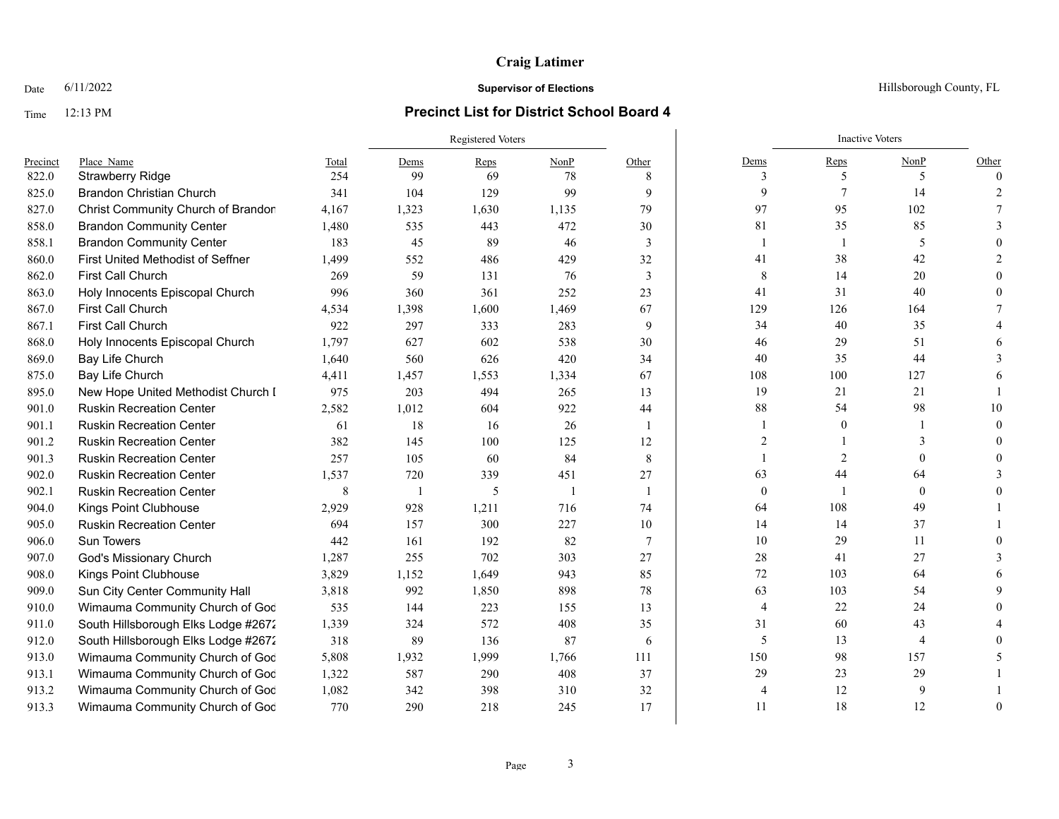**Craig Latimer**

Date 6/11/2022 **Supervisor of Elections** Hillsborough County, FL

Time 12:13 PM **Precinct List for District School Board 4**

| Precinct | Place_Name | Total | Registered Voters | | | | Inactive Voters | | | |
|---|---|---|---|---|---|---|---|---|---|---|
| | | | Dems | Reps | NonP | Other | Dems | Reps | NonP | Other |
| 822.0 | Strawberry Ridge | 254 | 99 | 69 | 78 | 8 | 3 | 5 | 5 | 0 |
| 825.0 | Brandon Christian Church | 341 | 104 | 129 | 99 | 9 | 9 | 7 | 14 | 2 |
| 827.0 | Christ Community Church of Brandon | 4,167 | 1,323 | 1,630 | 1,135 | 79 | 97 | 95 | 102 | 7 |
| 858.0 | Brandon Community Center | 1,480 | 535 | 443 | 472 | 30 | 81 | 35 | 85 | 3 |
| 858.1 | Brandon Community Center | 183 | 45 | 89 | 46 | 3 | 1 | 1 | 5 | 0 |
| 860.0 | First United Methodist of Seffner | 1,499 | 552 | 486 | 429 | 32 | 41 | 38 | 42 | 2 |
| 862.0 | First Call Church | 269 | 59 | 131 | 76 | 3 | 8 | 14 | 20 | 0 |
| 863.0 | Holy Innocents Episcopal Church | 996 | 360 | 361 | 252 | 23 | 41 | 31 | 40 | 0 |
| 867.0 | First Call Church | 4,534 | 1,398 | 1,600 | 1,469 | 67 | 129 | 126 | 164 | 7 |
| 867.1 | First Call Church | 922 | 297 | 333 | 283 | 9 | 34 | 40 | 35 | 4 |
| 868.0 | Holy Innocents Episcopal Church | 1,797 | 627 | 602 | 538 | 30 | 46 | 29 | 51 | 6 |
| 869.0 | Bay Life Church | 1,640 | 560 | 626 | 420 | 34 | 40 | 35 | 44 | 3 |
| 875.0 | Bay Life Church | 4,411 | 1,457 | 1,553 | 1,334 | 67 | 108 | 100 | 127 | 6 |
| 895.0 | New Hope United Methodist Church I | 975 | 203 | 494 | 265 | 13 | 19 | 21 | 21 | 1 |
| 901.0 | Ruskin Recreation Center | 2,582 | 1,012 | 604 | 922 | 44 | 88 | 54 | 98 | 10 |
| 901.1 | Ruskin Recreation Center | 61 | 18 | 16 | 26 | 1 | 1 | 0 | 1 | 0 |
| 901.2 | Ruskin Recreation Center | 382 | 145 | 100 | 125 | 12 | 2 | 1 | 3 | 0 |
| 901.3 | Ruskin Recreation Center | 257 | 105 | 60 | 84 | 8 | 1 | 2 | 0 | 0 |
| 902.0 | Ruskin Recreation Center | 1,537 | 720 | 339 | 451 | 27 | 63 | 44 | 64 | 3 |
| 902.1 | Ruskin Recreation Center | 8 | 1 | 5 | 1 | 1 | 0 | 1 | 0 | 0 |
| 904.0 | Kings Point Clubhouse | 2,929 | 928 | 1,211 | 716 | 74 | 64 | 108 | 49 | 1 |
| 905.0 | Ruskin Recreation Center | 694 | 157 | 300 | 227 | 10 | 14 | 14 | 37 | 1 |
| 906.0 | Sun Towers | 442 | 161 | 192 | 82 | 7 | 10 | 29 | 11 | 0 |
| 907.0 | God's Missionary Church | 1,287 | 255 | 702 | 303 | 27 | 28 | 41 | 27 | 3 |
| 908.0 | Kings Point Clubhouse | 3,829 | 1,152 | 1,649 | 943 | 85 | 72 | 103 | 64 | 6 |
| 909.0 | Sun City Center Community Hall | 3,818 | 992 | 1,850 | 898 | 78 | 63 | 103 | 54 | 9 |
| 910.0 | Wimauma Community Church of God | 535 | 144 | 223 | 155 | 13 | 4 | 22 | 24 | 0 |
| 911.0 | South Hillsborough Elks Lodge #2672 | 1,339 | 324 | 572 | 408 | 35 | 31 | 60 | 43 | 4 |
| 912.0 | South Hillsborough Elks Lodge #2672 | 318 | 89 | 136 | 87 | 6 | 5 | 13 | 4 | 0 |
| 913.0 | Wimauma Community Church of God | 5,808 | 1,932 | 1,999 | 1,766 | 111 | 150 | 98 | 157 | 5 |
| 913.1 | Wimauma Community Church of God | 1,322 | 587 | 290 | 408 | 37 | 29 | 23 | 29 | 1 |
| 913.2 | Wimauma Community Church of God | 1,082 | 342 | 398 | 310 | 32 | 4 | 12 | 9 | 1 |
| 913.3 | Wimauma Community Church of God | 770 | 290 | 218 | 245 | 17 | 11 | 18 | 12 | 0 |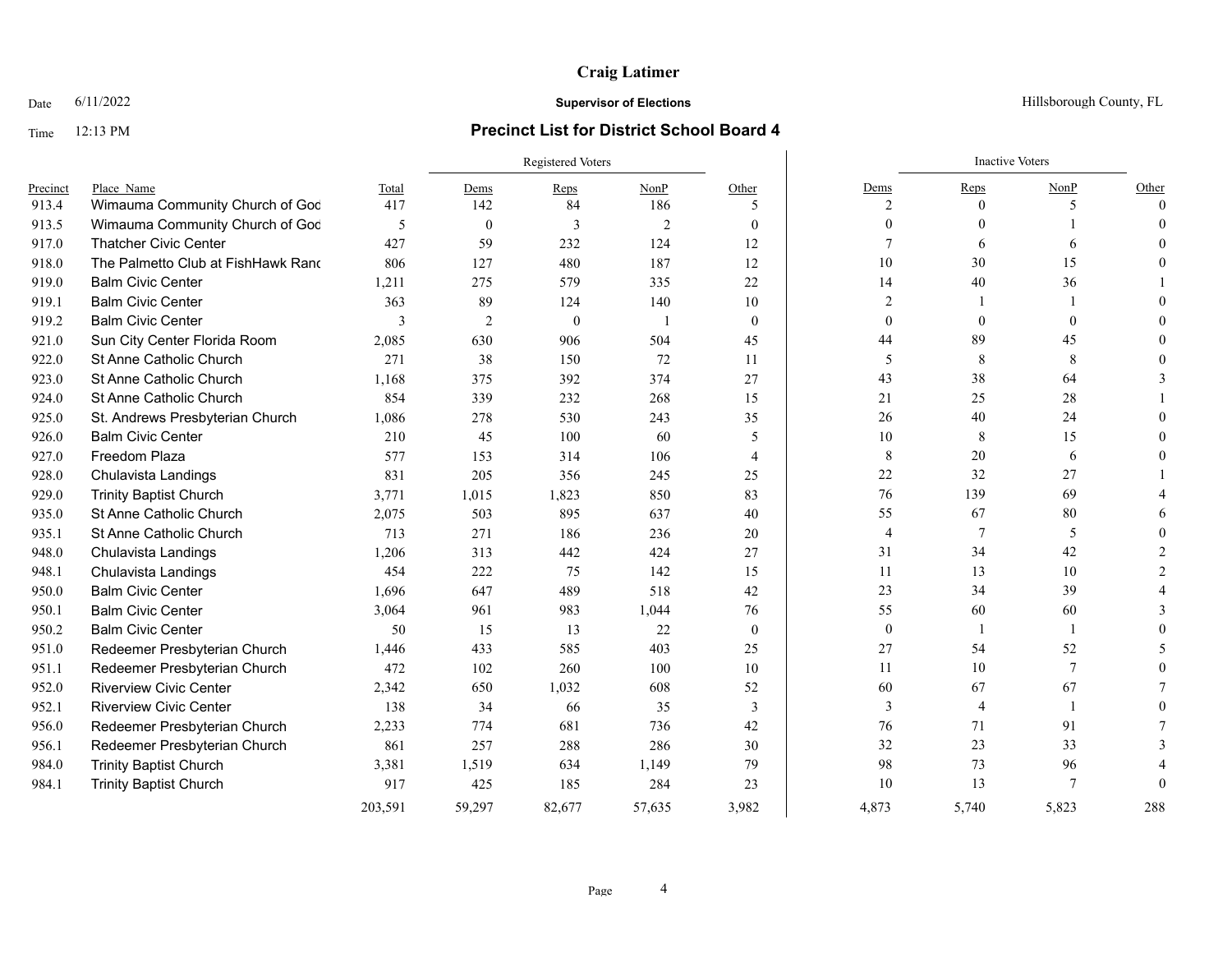# Craig Latimer

Date 6/11/2022 **Supervisor of Elections** Hillsborough County, FL

Time 12:13 PM **Precinct List for District School Board 4**

| | | | Registered Voters | | | | Inactive Voters | | | |
|---|---|---|---|---|---|---|---|---|---|---|
| Precinct | Place Name | Total | Dems | Reps | NonP | Other | Dems | Reps | NonP | Other |
| 913.4 | Wimauma Community Church of Goc | 417 | 142 | 84 | 186 | 5 | 2 | 0 | 5 | 0 |
| 913.5 | Wimauma Community Church of Goc | 5 | 0 | 3 | 2 | 0 | 0 | 0 | 1 | 0 |
| 917.0 | Thatcher Civic Center | 427 | 59 | 232 | 124 | 12 | 7 | 6 | 6 | 0 |
| 918.0 | The Palmetto Club at FishHawk Ranc | 806 | 127 | 480 | 187 | 12 | 10 | 30 | 15 | 0 |
| 919.0 | Balm Civic Center | 1,211 | 275 | 579 | 335 | 22 | 14 | 40 | 36 | 1 |
| 919.1 | Balm Civic Center | 363 | 89 | 124 | 140 | 10 | 2 | 1 | 1 | 0 |
| 919.2 | Balm Civic Center | 3 | 2 | 0 | 1 | 0 | 0 | 0 | 0 | 0 |
| 921.0 | Sun City Center Florida Room | 2,085 | 630 | 906 | 504 | 45 | 44 | 89 | 45 | 0 |
| 922.0 | St Anne Catholic Church | 271 | 38 | 150 | 72 | 11 | 5 | 8 | 8 | 0 |
| 923.0 | St Anne Catholic Church | 1,168 | 375 | 392 | 374 | 27 | 43 | 38 | 64 | 3 |
| 924.0 | St Anne Catholic Church | 854 | 339 | 232 | 268 | 15 | 21 | 25 | 28 | 1 |
| 925.0 | St. Andrews Presbyterian Church | 1,086 | 278 | 530 | 243 | 35 | 26 | 40 | 24 | 0 |
| 926.0 | Balm Civic Center | 210 | 45 | 100 | 60 | 5 | 10 | 8 | 15 | 0 |
| 927.0 | Freedom Plaza | 577 | 153 | 314 | 106 | 4 | 8 | 20 | 6 | 0 |
| 928.0 | Chulavista Landings | 831 | 205 | 356 | 245 | 25 | 22 | 32 | 27 | 1 |
| 929.0 | Trinity Baptist Church | 3,771 | 1,015 | 1,823 | 850 | 83 | 76 | 139 | 69 | 4 |
| 935.0 | St Anne Catholic Church | 2,075 | 503 | 895 | 637 | 40 | 55 | 67 | 80 | 6 |
| 935.1 | St Anne Catholic Church | 713 | 271 | 186 | 236 | 20 | 4 | 7 | 5 | 0 |
| 948.0 | Chulavista Landings | 1,206 | 313 | 442 | 424 | 27 | 31 | 34 | 42 | 2 |
| 948.1 | Chulavista Landings | 454 | 222 | 75 | 142 | 15 | 11 | 13 | 10 | 2 |
| 950.0 | Balm Civic Center | 1,696 | 647 | 489 | 518 | 42 | 23 | 34 | 39 | 4 |
| 950.1 | Balm Civic Center | 3,064 | 961 | 983 | 1,044 | 76 | 55 | 60 | 60 | 3 |
| 950.2 | Balm Civic Center | 50 | 15 | 13 | 22 | 0 | 0 | 1 | 1 | 0 |
| 951.0 | Redeemer Presbyterian Church | 1,446 | 433 | 585 | 403 | 25 | 27 | 54 | 52 | 5 |
| 951.1 | Redeemer Presbyterian Church | 472 | 102 | 260 | 100 | 10 | 11 | 10 | 7 | 0 |
| 952.0 | Riverview Civic Center | 2,342 | 650 | 1,032 | 608 | 52 | 60 | 67 | 67 | 7 |
| 952.1 | Riverview Civic Center | 138 | 34 | 66 | 35 | 3 | 3 | 4 | 1 | 0 |
| 956.0 | Redeemer Presbyterian Church | 2,233 | 774 | 681 | 736 | 42 | 76 | 71 | 91 | 7 |
| 956.1 | Redeemer Presbyterian Church | 861 | 257 | 288 | 286 | 30 | 32 | 23 | 33 | 3 |
| 984.0 | Trinity Baptist Church | 3,381 | 1,519 | 634 | 1,149 | 79 | 98 | 73 | 96 | 4 |
| 984.1 | Trinity Baptist Church | 917 | 425 | 185 | 284 | 23 | 10 | 13 | 7 | 0 |
| | | 203,591 | 59,297 | 82,677 | 57,635 | 3,982 | 4,873 | 5,740 | 5,823 | 288 |